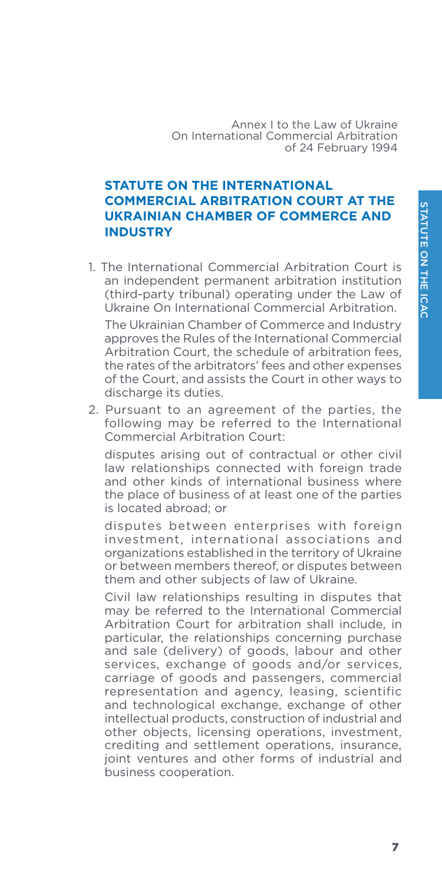Annex I to the Law of Ukraine
On International Commercial Arbitration
of 24 February 1994

## STATUTE ON THE INTERNATIONAL COMMERCIAL ARBITRATION COURT AT THE UKRAINIAN CHAMBER OF COMMERCE AND INDUSTRY

1. The International Commercial Arbitration Court is an independent permanent arbitration institution (third-party tribunal) operating under the Law of Ukraine On International Commercial Arbitration.

   The Ukrainian Chamber of Commerce and Industry approves the Rules of the International Commercial Arbitration Court, the schedule of arbitration fees, the rates of the arbitrators' fees and other expenses of the Court, and assists the Court in other ways to discharge its duties.

2. Pursuant to an agreement of the parties, the following may be referred to the International Commercial Arbitration Court:

   disputes arising out of contractual or other civil law relationships connected with foreign trade and other kinds of international business where the place of business of at least one of the parties is located abroad; or

   disputes between enterprises with foreign investment, international associations and organizations established in the territory of Ukraine or between members thereof, or disputes between them and other subjects of law of Ukraine.

   Civil law relationships resulting in disputes that may be referred to the International Commercial Arbitration Court for arbitration shall include, in particular, the relationships concerning purchase and sale (delivery) of goods, labour and other services, exchange of goods and/or services, carriage of goods and passengers, commercial representation and agency, leasing, scientific and technological exchange, exchange of other intellectual products, construction of industrial and other objects, licensing operations, investment, crediting and settlement operations, insurance, joint ventures and other forms of industrial and business cooperation.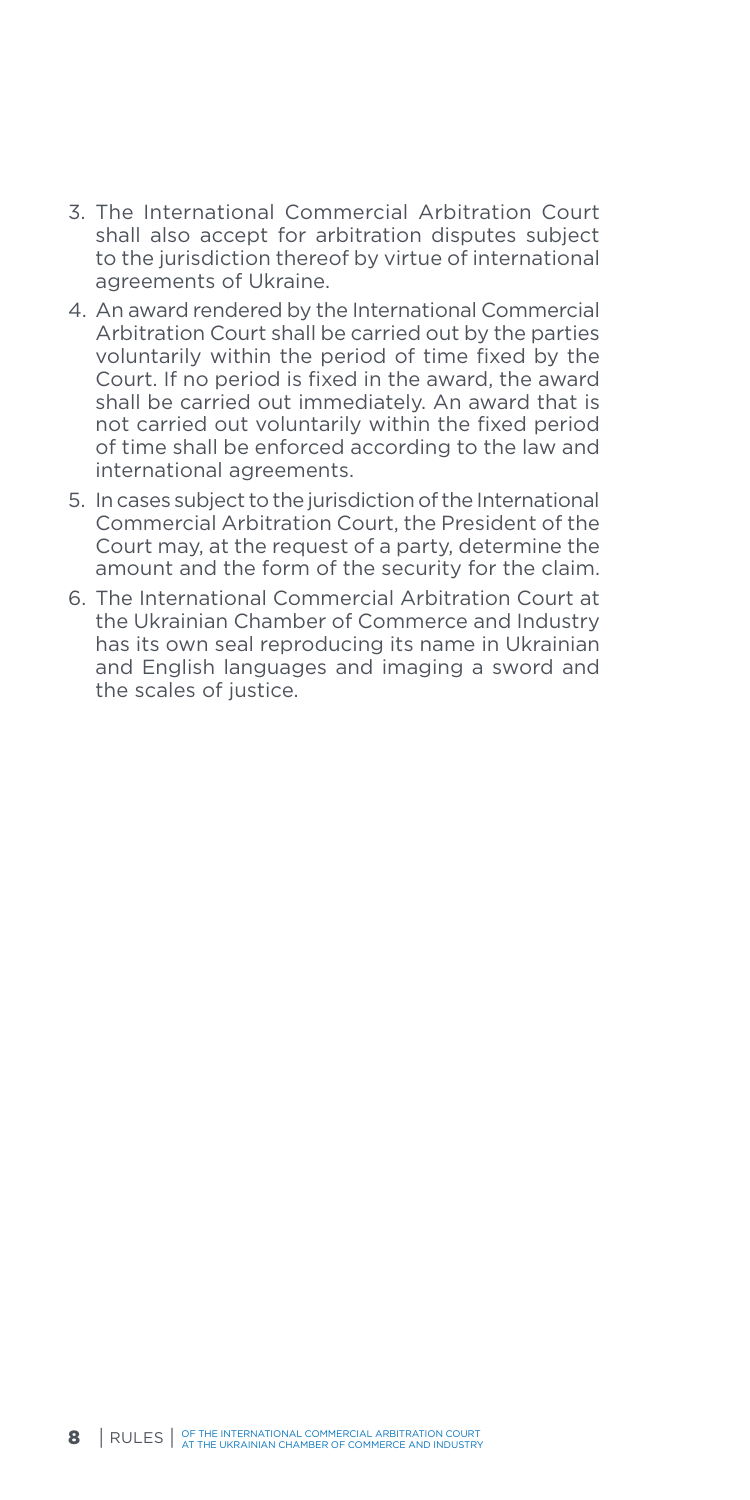3. The International Commercial Arbitration Court shall also accept for arbitration disputes subject to the jurisdiction thereof by virtue of international agreements of Ukraine.
4. An award rendered by the International Commercial Arbitration Court shall be carried out by the parties voluntarily within the period of time fixed by the Court. If no period is fixed in the award, the award shall be carried out immediately. An award that is not carried out voluntarily within the fixed period of time shall be enforced according to the law and international agreements.
5. In cases subject to the jurisdiction of the International Commercial Arbitration Court, the President of the Court may, at the request of a party, determine the amount and the form of the security for the claim.
6. The International Commercial Arbitration Court at the Ukrainian Chamber of Commerce and Industry has its own seal reproducing its name in Ukrainian and English languages and imaging a sword and the scales of justice.